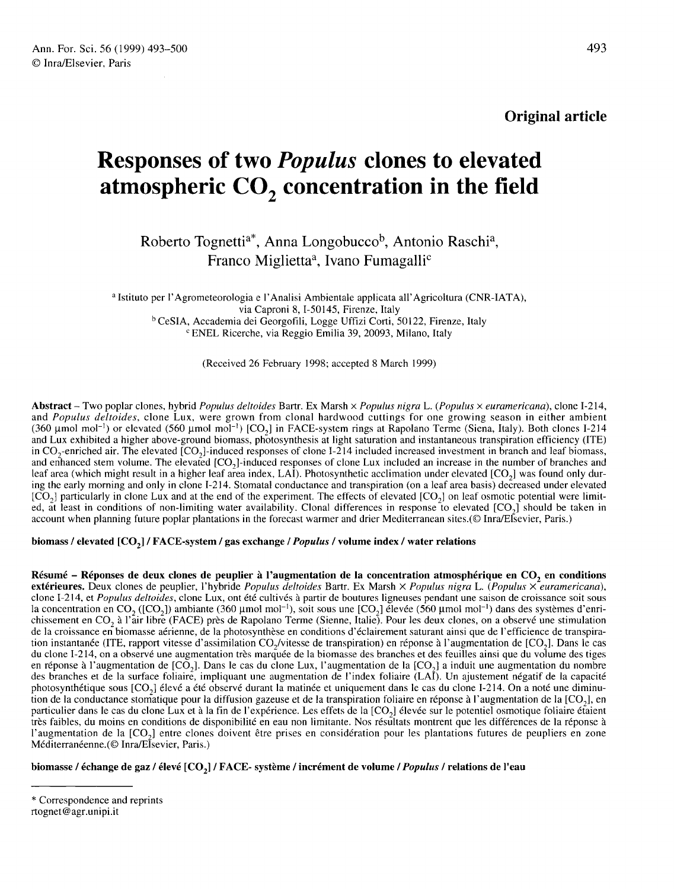**Original article**

# Responses of two *Populus* clones to elevated atmospheric $CO_2$ concentration in the field

Roberto Tognetti[a*], Anna Longobucco[b], Antonio Raschi[a], Franco Miglietta[a], Ivano Fumagalli[c]

[a] Istituto per l'Agrometeorologia e l'Analisi Ambientale applicata all'Agricoltura (CNR-IATA), via Caproni 8, I-50145, Firenze, Italy
[b] CeSIA, Accademia dei Georgofili, Logge Uffizi Corti, 50122, Firenze, Italy
[c] ENEL Ricerche, via Reggio Emilia 39, 20093, Milano, Italy

(Received 26 February 1998; accepted 8 March 1999)

**Abstract** – Two poplar clones, hybrid *Populus deltoides* Bartr. Ex Marsh × *Populus nigra* L. (*Populus × euramericana*), clone I-214, and *Populus deltoides*, clone Lux, were grown from clonal hardwood cuttings for one growing season in either ambient (360 µmol $mol^{-1}$) or elevated (560 µmol $mol^{-1}$) [$CO_2$] in FACE-system rings at Rapolano Terme (Siena, Italy). Both clones I-214 and Lux exhibited a higher above-ground biomass, photosynthesis at light saturation and instantaneous transpiration efficiency (ITE) in $CO_2$-enriched air. The elevated [$CO_2$]-induced responses of clone I-214 included increased investment in branch and leaf biomass, and enhanced stem volume. The elevated [$CO_2$]-induced responses of clone Lux included an increase in the number of branches and leaf area (which might result in a higher leaf area index, LAI). Photosynthetic acclimation under elevated [$CO_2$] was found only during the early morning and only in clone I-214. Stomatal conductance and transpiration (on a leaf area basis) decreased under elevated [$CO_2$] particularly in clone Lux and at the end of the experiment. The effects of elevated [$CO_2$] on leaf osmotic potential were limited, at least in conditions of non-limiting water availability. Clonal differences in response to elevated [$CO_2$] should be taken in account when planning future poplar plantations in the forecast warmer and drier Mediterranean sites.(© Inra/Elsevier, Paris.)

**biomass / elevated [$CO_2$] / FACE-system / gas exchange / *Populus* / volume index / water relations**

**Résumé – Réponses de deux clones de peuplier à l'augmentation de la concentration atmosphérique en $CO_2$ en conditions extérieures.** Deux clones de peuplier, l'hybride *Populus deltoides* Bartr. Ex Marsh × *Populus nigra* L. (*Populus × euramericana*), clone I-214, et *Populus deltoides*, clone Lux, ont été cultivés à partir de boutures ligneuses pendant une saison de croissance soit sous la concentration en $CO_2$ ([$CO_2$]) ambiante (360 µmol $mol^{-1}$), soit sous une [$CO_2$] élevée (560 µmol $mol^{-1}$) dans des systèmes d'enrichissement en $CO_2$ à l'air libre (FACE) près de Rapolano Terme (Sienne, Italie). Pour les deux clones, on a observé une stimulation de la croissance en biomasse aérienne, de la photosynthèse en conditions d'éclairement saturant ainsi que de l'efficience de transpiration instantanée (ITE, rapport vitesse d'assimilation $CO_2$/vitesse de transpiration) en réponse à l'augmentation de [$CO_2$]. Dans le cas du clone I-214, on a observé une augmentation très marquée de la biomasse des branches et des feuilles ainsi que du volume des tiges en réponse à l'augmentation de [$CO_2$]. Dans le cas du clone Lux, l'augmentation de la [$CO_2$] a induit une augmentation du nombre des branches et de la surface foliaire, impliquant une augmentation de l'index foliaire (LAI). Un ajustement négatif de la capacité photosynthétique sous [$CO_2$] élevé a été observé durant la matinée et uniquement dans le cas du clone I-214. On a noté une diminution de la conductance stomatique pour la diffusion gazeuse et de la transpiration foliaire en réponse à l'augmentation de la [$CO_2$], en particulier dans le cas du clone Lux et à la fin de l'expérience. Les effets de la [$CO_2$] élevée sur le potentiel osmotique foliaire étaient très faibles, du moins en conditions de disponibilité en eau non limitante. Nos résultats montrent que les différences de la réponse à l'augmentation de la [$CO_2$] entre clones doivent être prises en considération pour les plantations futures de peupliers en zone Méditerranéenne.(© Inra/Elsevier, Paris.)

**biomasse / échange de gaz / élevé [$CO_2$] / FACE- système / incrément de volume / *Populus* / relations de l'eau**

---

\* Correspondence and reprints
rtognet@agr.unipi.it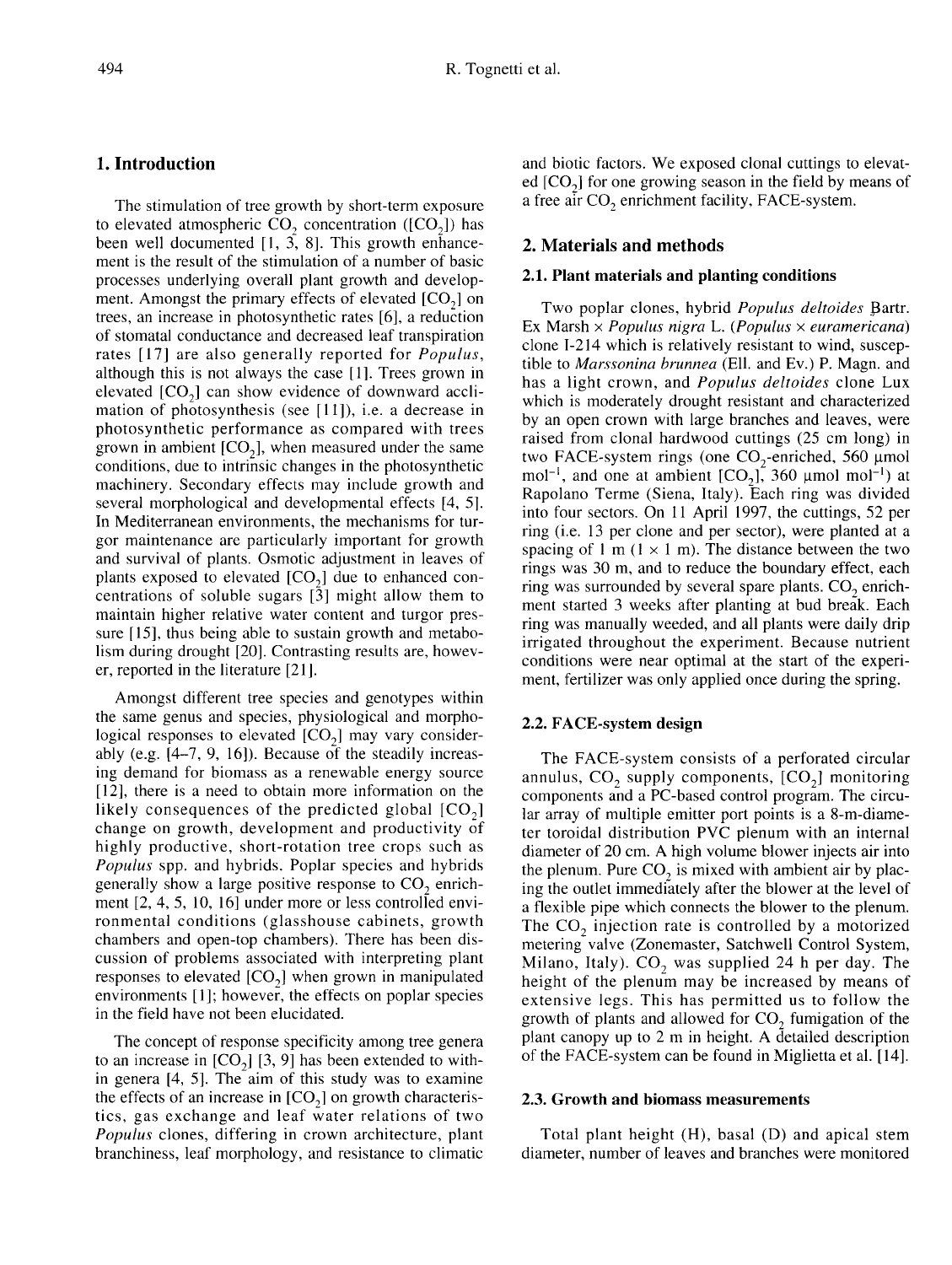## 1. Introduction

The stimulation of tree growth by short-term exposure to elevated atmospheric $CO_2$ concentration ([$CO_2$]) has been well documented [1, 3, 8]. This growth enhancement is the result of the stimulation of a number of basic processes underlying overall plant growth and development. Amongst the primary effects of elevated [$CO_2$] on trees, an increase in photosynthetic rates [6], a reduction of stomatal conductance and decreased leaf transpiration rates [17] are also generally reported for *Populus*, although this is not always the case [1]. Trees grown in elevated [$CO_2$] can show evidence of downward acclimation of photosynthesis (see [11]), i.e. a decrease in photosynthetic performance as compared with trees grown in ambient [$CO_2$], when measured under the same conditions, due to intrinsic changes in the photosynthetic machinery. Secondary effects may include growth and several morphological and developmental effects [4, 5]. In Mediterranean environments, the mechanisms for turgor maintenance are particularly important for growth and survival of plants. Osmotic adjustment in leaves of plants exposed to elevated [$CO_2$] due to enhanced concentrations of soluble sugars [3] might allow them to maintain higher relative water content and turgor pressure [15], thus being able to sustain growth and metabolism during drought [20]. Contrasting results are, however, reported in the literature [21].

Amongst different tree species and genotypes within the same genus and species, physiological and morphological responses to elevated [$CO_2$] may vary considerably (e.g. [4–7, 9, 16]). Because of the steadily increasing demand for biomass as a renewable energy source [12], there is a need to obtain more information on the likely consequences of the predicted global [$CO_2$] change on growth, development and productivity of highly productive, short-rotation tree crops such as *Populus* spp. and hybrids. Poplar species and hybrids generally show a large positive response to $CO_2$ enrichment [2, 4, 5, 10, 16] under more or less controlled environmental conditions (glasshouse cabinets, growth chambers and open-top chambers). There has been discussion of problems associated with interpreting plant responses to elevated [$CO_2$] when grown in manipulated environments [1]; however, the effects on poplar species in the field have not been elucidated.

The concept of response specificity among tree genera to an increase in [$CO_2$] [3, 9] has been extended to within genera [4, 5]. The aim of this study was to examine the effects of an increase in [$CO_2$] on growth characteristics, gas exchange and leaf water relations of two *Populus* clones, differing in crown architecture, plant branchiness, leaf morphology, and resistance to climatic and biotic factors. We exposed clonal cuttings to elevated [$CO_2$] for one growing season in the field by means of a free air $CO_2$ enrichment facility, FACE-system.

## 2. Materials and methods

### 2.1. Plant materials and planting conditions

Two poplar clones, hybrid *Populus deltoides* Bartr. Ex Marsh × *Populus nigra* L. (*Populus* × *euramericana*) clone I-214 which is relatively resistant to wind, susceptible to *Marssonina brunnea* (Ell. and Ev.) P. Magn. and has a light crown, and *Populus deltoides* clone Lux which is moderately drought resistant and characterized by an open crown with large branches and leaves, were raised from clonal hardwood cuttings (25 cm long) in two FACE-system rings (one $CO_2$-enriched, 560 µmol mol$^{-1}$, and one at ambient [$CO_2$], 360 µmol mol$^{-1}$) at Rapolano Terme (Siena, Italy). Each ring was divided into four sectors. On 11 April 1997, the cuttings, 52 per ring (i.e. 13 per clone and per sector), were planted at a spacing of 1 m (1 × 1 m). The distance between the two rings was 30 m, and to reduce the boundary effect, each ring was surrounded by several spare plants. $CO_2$ enrichment started 3 weeks after planting at bud break. Each ring was manually weeded, and all plants were daily drip irrigated throughout the experiment. Because nutrient conditions were near optimal at the start of the experiment, fertilizer was only applied once during the spring.

### 2.2. FACE-system design

The FACE-system consists of a perforated circular annulus, $CO_2$ supply components, [$CO_2$] monitoring components and a PC-based control program. The circular array of multiple emitter port points is a 8-m-diameter toroidal distribution PVC plenum with an internal diameter of 20 cm. A high volume blower injects air into the plenum. Pure $CO_2$ is mixed with ambient air by placing the outlet immediately after the blower at the level of a flexible pipe which connects the blower to the plenum. The $CO_2$ injection rate is controlled by a motorized metering valve (Zonemaster, Satchwell Control System, Milano, Italy). $CO_2$ was supplied 24 h per day. The height of the plenum may be increased by means of extensive legs. This has permitted us to follow the growth of plants and allowed for $CO_2$ fumigation of the plant canopy up to 2 m in height. A detailed description of the FACE-system can be found in Miglietta et al. [14].

### 2.3. Growth and biomass measurements

Total plant height (H), basal (D) and apical stem diameter, number of leaves and branches were monitored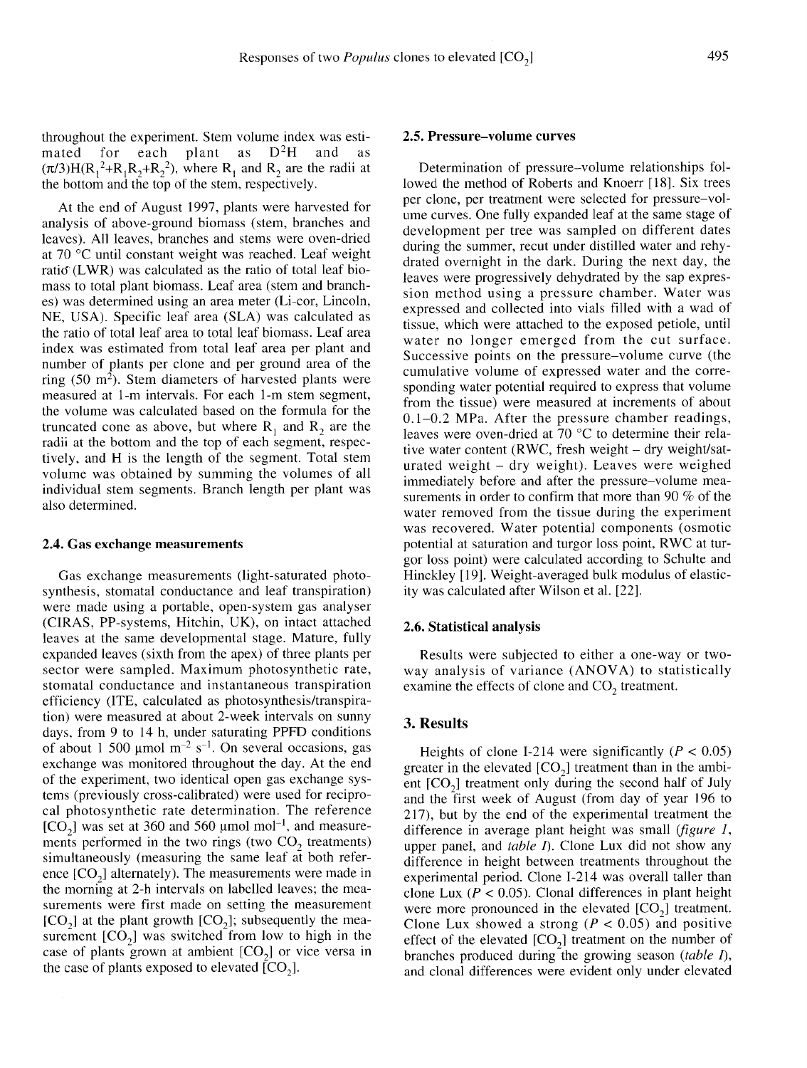throughout the experiment. Stem volume index was estimated for each plant as $D^2H$ and as $(\pi/3)H(R_1^2+R_1R_2+R_2^2)$, where $R_1$ and $R_2$ are the radii at the bottom and the top of the stem, respectively.

At the end of August 1997, plants were harvested for analysis of above-ground biomass (stem, branches and leaves). All leaves, branches and stems were oven-dried at 70 °C until constant weight was reached. Leaf weight ratio (LWR) was calculated as the ratio of total leaf biomass to total plant biomass. Leaf area (stem and branches) was determined using an area meter (Li-cor, Lincoln, NE, USA). Specific leaf area (SLA) was calculated as the ratio of total leaf area to total leaf biomass. Leaf area index was estimated from total leaf area per plant and number of plants per clone and per ground area of the ring (50 $m^2$). Stem diameters of harvested plants were measured at 1-m intervals. For each 1-m stem segment, the volume was calculated based on the formula for the truncated cone as above, but where $R_1$ and $R_2$ are the radii at the bottom and the top of each segment, respectively, and H is the length of the segment. Total stem volume was obtained by summing the volumes of all individual stem segments. Branch length per plant was also determined.

### 2.4. Gas exchange measurements

Gas exchange measurements (light-saturated photosynthesis, stomatal conductance and leaf transpiration) were made using a portable, open-system gas analyser (CIRAS, PP-systems, Hitchin, UK), on intact attached leaves at the same developmental stage. Mature, fully expanded leaves (sixth from the apex) of three plants per sector were sampled. Maximum photosynthetic rate, stomatal conductance and instantaneous transpiration efficiency (ITE, calculated as photosynthesis/transpiration) were measured at about 2-week intervals on sunny days, from 9 to 14 h, under saturating PPFD conditions of about 1 500 μmol $m^{-2}$ $s^{-1}$. On several occasions, gas exchange was monitored throughout the day. At the end of the experiment, two identical open gas exchange systems (previously cross-calibrated) were used for reciprocal photosynthetic rate determination. The reference [$CO_2$] was set at 360 and 560 μmol $mol^{-1}$, and measurements performed in the two rings (two $CO_2$ treatments) simultaneously (measuring the same leaf at both reference [$CO_2$] alternately). The measurements were made in the morning at 2-h intervals on labelled leaves; the measurements were first made on setting the measurement [$CO_2$] at the plant growth [$CO_2$]; subsequently the measurement [$CO_2$] was switched from low to high in the case of plants grown at ambient [$CO_2$] or vice versa in the case of plants exposed to elevated [$CO_2$].

### 2.5. Pressure–volume curves

Determination of pressure–volume relationships followed the method of Roberts and Knoerr [18]. Six trees per clone, per treatment were selected for pressure–volume curves. One fully expanded leaf at the same stage of development per tree was sampled on different dates during the summer, recut under distilled water and rehydrated overnight in the dark. During the next day, the leaves were progressively dehydrated by the sap expression method using a pressure chamber. Water was expressed and collected into vials filled with a wad of tissue, which were attached to the exposed petiole, until water no longer emerged from the cut surface. Successive points on the pressure–volume curve (the cumulative volume of expressed water and the corresponding water potential required to express that volume from the tissue) were measured at increments of about 0.1–0.2 MPa. After the pressure chamber readings, leaves were oven-dried at 70 °C to determine their relative water content (RWC, fresh weight – dry weight/saturated weight – dry weight). Leaves were weighed immediately before and after the pressure–volume measurements in order to confirm that more than 90 % of the water removed from the tissue during the experiment was recovered. Water potential components (osmotic potential at saturation and turgor loss point, RWC at turgor loss point) were calculated according to Schulte and Hinckley [19]. Weight-averaged bulk modulus of elasticity was calculated after Wilson et al. [22].

### 2.6. Statistical analysis

Results were subjected to either a one-way or two-way analysis of variance (ANOVA) to statistically examine the effects of clone and $CO_2$ treatment.

## 3. Results

Heights of clone I-214 were significantly ($P < 0.05$) greater in the elevated [$CO_2$] treatment than in the ambient [$CO_2$] treatment only during the second half of July and the first week of August (from day of year 196 to 217), but by the end of the experimental treatment the difference in average plant height was small (*figure 1*, upper panel, and *table I*). Clone Lux did not show any difference in height between treatments throughout the experimental period. Clone I-214 was overall taller than clone Lux ($P < 0.05$). Clonal differences in plant height were more pronounced in the elevated [$CO_2$] treatment. Clone Lux showed a strong ($P < 0.05$) and positive effect of the elevated [$CO_2$] treatment on the number of branches produced during the growing season (*table I*), and clonal differences were evident only under elevated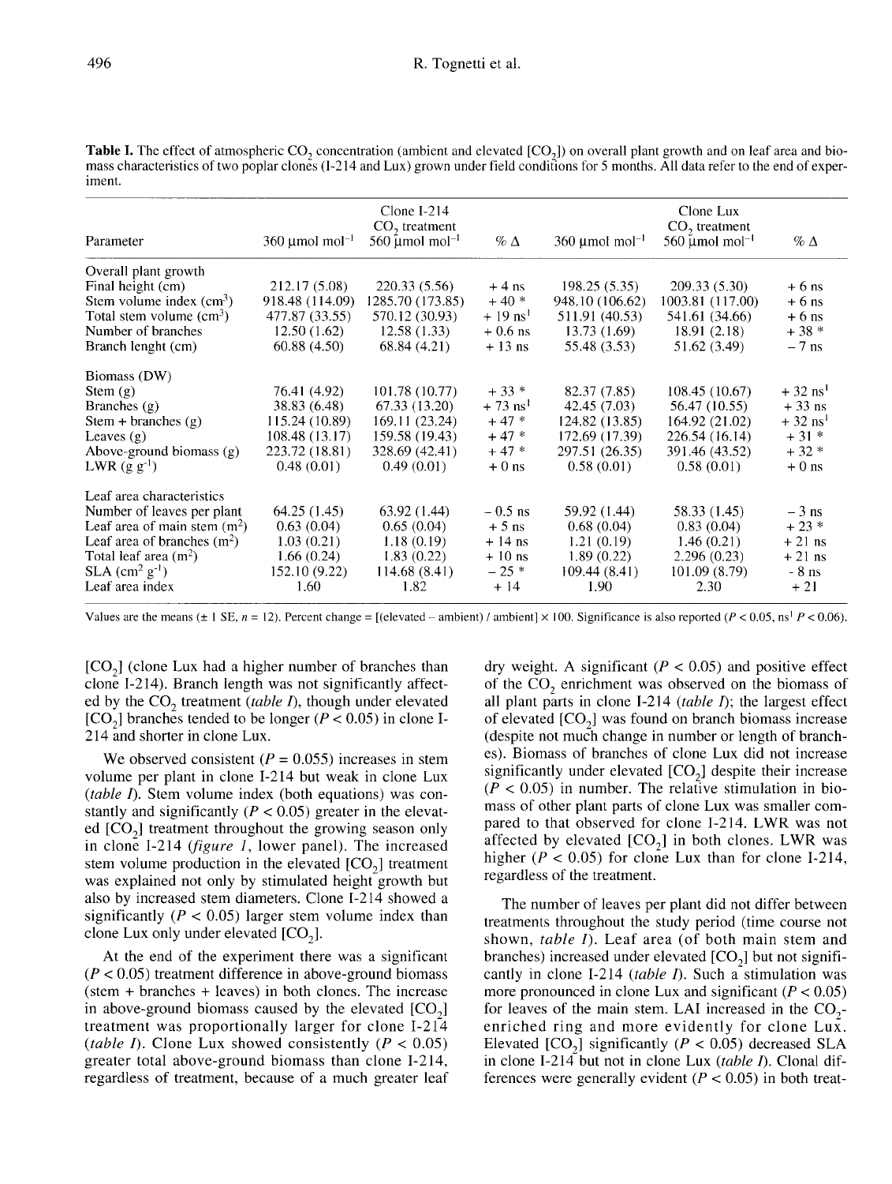**Table I.** The effect of atmospheric $CO_2$ concentration (ambient and elevated [$CO_2$]) on overall plant growth and on leaf area and biomass characteristics of two poplar clones (I-214 and Lux) grown under field conditions for 5 months. All data refer to the end of experiment.

| Parameter | Clone I-214 $CO_2$ treatment 360 µmol mol$^{-1}$ | 560 µmol mol$^{-1}$ | % Δ | Clone Lux $CO_2$ treatment 360 µmol mol$^{-1}$ | 560 µmol mol$^{-1}$ | % Δ |
|---|---|---|---|---|---|---|
| Overall plant growth | | | | | | |
| Final height (cm) | 212.17 (5.08) | 220.33 (5.56) | + 4 ns | 198.25 (5.35) | 209.33 (5.30) | + 6 ns |
| Stem volume index (cm$^3$) | 918.48 (114.09) | 1285.70 (173.85) | + 40 * | 948.10 (106.62) | 1003.81 (117.00) | + 6 ns |
| Total stem volume (cm$^3$) | 477.87 (33.55) | 570.12 (30.93) | + 19 ns[1] | 511.91 (40.53) | 541.61 (34.66) | + 6 ns |
| Number of branches | 12.50 (1.62) | 12.58 (1.33) | + 0.6 ns | 13.73 (1.69) | 18.91 (2.18) | + 38 * |
| Branch lenght (cm) | 60.88 (4.50) | 68.84 (4.21) | + 13 ns | 55.48 (3.53) | 51.62 (3.49) | − 7 ns |
| Biomass (DW) | | | | | | |
| Stem (g) | 76.41 (4.92) | 101.78 (10.77) | + 33 * | 82.37 (7.85) | 108.45 (10.67) | + 32 ns[1] |
| Branches (g) | 38.83 (6.48) | 67.33 (13.20) | + 73 ns[1] | 42.45 (7.03) | 56.47 (10.55) | + 33 ns |
| Stem + branches (g) | 115.24 (10.89) | 169.11 (23.24) | + 47 * | 124.82 (13.85) | 164.92 (21.02) | + 32 ns[1] |
| Leaves (g) | 108.48 (13.17) | 159.58 (19.43) | + 47 * | 172.69 (17.39) | 226.54 (16.14) | + 31 * |
| Above-ground biomass (g) | 223.72 (18.81) | 328.69 (42.41) | + 47 * | 297.51 (26.35) | 391.46 (43.52) | + 32 * |
| LWR (g g$^{-1}$) | 0.48 (0.01) | 0.49 (0.01) | + 0 ns | 0.58 (0.01) | 0.58 (0.01) | + 0 ns |
| Leaf area characteristics | | | | | | |
| Number of leaves per plant | 64.25 (1.45) | 63.92 (1.44) | − 0.5 ns | 59.92 (1.44) | 58.33 (1.45) | − 3 ns |
| Leaf area of main stem (m$^2$) | 0.63 (0.04) | 0.65 (0.04) | + 5 ns | 0.68 (0.04) | 0.83 (0.04) | + 23 * |
| Leaf area of branches (m$^2$) | 1.03 (0.21) | 1.18 (0.19) | + 14 ns | 1.21 (0.19) | 1.46 (0.21) | + 21 ns |
| Total leaf area (m$^2$) | 1.66 (0.24) | 1.83 (0.22) | + 10 ns | 1.89 (0.22) | 2.296 (0.23) | + 21 ns |
| SLA (cm$^2$ g$^{-1}$) | 152.10 (9.22) | 114.68 (8.41) | − 25 * | 109.44 (8.41) | 101.09 (8.79) | - 8 ns |
| Leaf area index | 1.60 | 1.82 | + 14 | 1.90 | 2.30 | + 21 |

Values are the means (± 1 SE, $n$ = 12). Percent change = [(elevated − ambient) / ambient] × 100. Significance is also reported ($P$ < 0.05, ns[1] $P$ < 0.06).

[$CO_2$] (clone Lux had a higher number of branches than clone I-214). Branch length was not significantly affected by the $CO_2$ treatment (*table I*), though under elevated [$CO_2$] branches tended to be longer ($P$ < 0.05) in clone I-214 and shorter in clone Lux.

We observed consistent ($P$ = 0.055) increases in stem volume per plant in clone I-214 but weak in clone Lux (*table I*). Stem volume index (both equations) was constantly and significantly ($P$ < 0.05) greater in the elevated [$CO_2$] treatment throughout the growing season only in clone I-214 (*figure 1*, lower panel). The increased stem volume production in the elevated [$CO_2$] treatment was explained not only by stimulated height growth but also by increased stem diameters. Clone I-214 showed a significantly ($P$ < 0.05) larger stem volume index than clone Lux only under elevated [$CO_2$].

At the end of the experiment there was a significant ($P$ < 0.05) treatment difference in above-ground biomass (stem + branches + leaves) in both clones. The increase in above-ground biomass caused by the elevated [$CO_2$] treatment was proportionally larger for clone I-214 (*table I*). Clone Lux showed consistently ($P$ < 0.05) greater total above-ground biomass than clone I-214, regardless of treatment, because of a much greater leaf dry weight. A significant ($P$ < 0.05) and positive effect of the $CO_2$ enrichment was observed on the biomass of all plant parts in clone I-214 (*table I*); the largest effect of elevated [$CO_2$] was found on branch biomass increase (despite not much change in number or length of branches). Biomass of branches of clone Lux did not increase significantly under elevated [$CO_2$] despite their increase ($P$ < 0.05) in number. The relative stimulation in biomass of other plant parts of clone Lux was smaller compared to that observed for clone I-214. LWR was not affected by elevated [$CO_2$] in both clones. LWR was higher ($P$ < 0.05) for clone Lux than for clone I-214, regardless of the treatment.

The number of leaves per plant did not differ between treatments throughout the study period (time course not shown, *table I*). Leaf area (of both main stem and branches) increased under elevated [$CO_2$] but not significantly in clone I-214 (*table I*). Such a stimulation was more pronounced in clone Lux and significant ($P$ < 0.05) for leaves of the main stem. LAI increased in the $CO_2$-enriched ring and more evidently for clone Lux. Elevated [$CO_2$] significantly ($P$ < 0.05) decreased SLA in clone I-214 but not in clone Lux (*table I*). Clonal differences were generally evident ($P$ < 0.05) in both treat-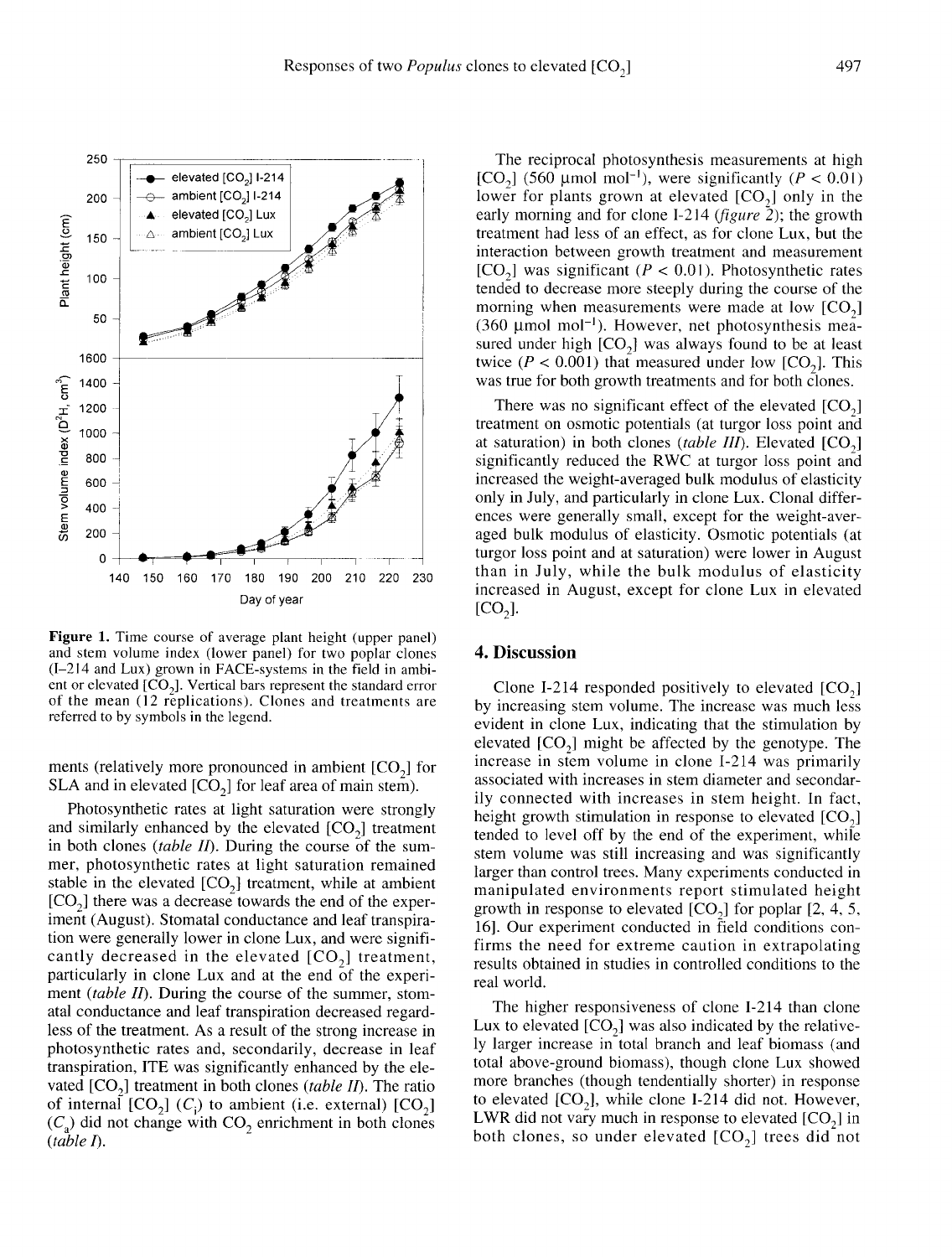**Figure 1.** Time course of average plant height (upper panel) and stem volume index (lower panel) for two poplar clones (I–214 and Lux) grown in FACE-systems in the field in ambient or elevated [$CO_2$]. Vertical bars represent the standard error of the mean (12 replications). Clones and treatments are referred to by symbols in the legend.

ments (relatively more pronounced in ambient [$CO_2$] for SLA and in elevated [$CO_2$] for leaf area of main stem).

Photosynthetic rates at light saturation were strongly and similarly enhanced by the elevated [$CO_2$] treatment in both clones (*table II*). During the course of the summer, photosynthetic rates at light saturation remained stable in the elevated [$CO_2$] treatment, while at ambient [$CO_2$] there was a decrease towards the end of the experiment (August). Stomatal conductance and leaf transpiration were generally lower in clone Lux, and were significantly decreased in the elevated [$CO_2$] treatment, particularly in clone Lux and at the end of the experiment (*table II*). During the course of the summer, stomatal conductance and leaf transpiration decreased regardless of the treatment. As a result of the strong increase in photosynthetic rates and, secondarily, decrease in leaf transpiration, ITE was significantly enhanced by the elevated [$CO_2$] treatment in both clones (*table II*). The ratio of internal [$CO_2$] ($C_i$) to ambient (i.e. external) [$CO_2$] ($C_a$) did not change with $CO_2$ enrichment in both clones (*table I*).

The reciprocal photosynthesis measurements at high [$CO_2$] (560 μmol $mol^{-1}$), were significantly ($P < 0.01$) lower for plants grown at elevated [$CO_2$] only in the early morning and for clone I-214 (*figure 2*); the growth treatment had less of an effect, as for clone Lux, but the interaction between growth treatment and measurement [$CO_2$] was significant ($P < 0.01$). Photosynthetic rates tended to decrease more steeply during the course of the morning when measurements were made at low [$CO_2$] (360 μmol $mol^{-1}$). However, net photosynthesis measured under high [$CO_2$] was always found to be at least twice ($P < 0.001$) that measured under low [$CO_2$]. This was true for both growth treatments and for both clones.

There was no significant effect of the elevated [$CO_2$] treatment on osmotic potentials (at turgor loss point and at saturation) in both clones (*table III*). Elevated [$CO_2$] significantly reduced the RWC at turgor loss point and increased the weight-averaged bulk modulus of elasticity only in July, and particularly in clone Lux. Clonal differences were generally small, except for the weight-averaged bulk modulus of elasticity. Osmotic potentials (at turgor loss point and at saturation) were lower in August than in July, while the bulk modulus of elasticity increased in August, except for clone Lux in elevated [$CO_2$].

## 4. Discussion

Clone I-214 responded positively to elevated [$CO_2$] by increasing stem volume. The increase was much less evident in clone Lux, indicating that the stimulation by elevated [$CO_2$] might be affected by the genotype. The increase in stem volume in clone I-214 was primarily associated with increases in stem diameter and secondarily connected with increases in stem height. In fact, height growth stimulation in response to elevated [$CO_2$] tended to level off by the end of the experiment, while stem volume was still increasing and was significantly larger than control trees. Many experiments conducted in manipulated environments report stimulated height growth in response to elevated [$CO_2$] for poplar [2, 4, 5, 16]. Our experiment conducted in field conditions confirms the need for extreme caution in extrapolating results obtained in studies in controlled conditions to the real world.

The higher responsiveness of clone I-214 than clone Lux to elevated [$CO_2$] was also indicated by the relatively larger increase in total branch and leaf biomass (and total above-ground biomass), though clone Lux showed more branches (though tendentially shorter) in response to elevated [$CO_2$], while clone I-214 did not. However, LWR did not vary much in response to elevated [$CO_2$] in both clones, so under elevated [$CO_2$] trees did not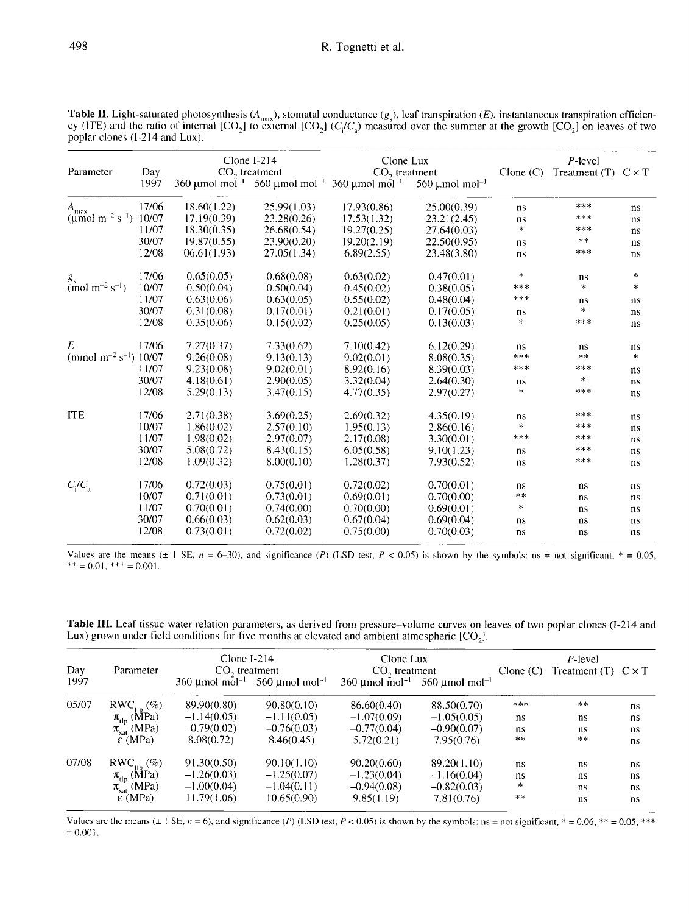**Table II.** Light-saturated photosynthesis ($A_{max}$), stomatal conductance ($g_s$), leaf transpiration ($E$), instantaneous transpiration efficiency (ITE) and the ratio of internal $[CO_2]$ to external $[CO_2]$ ($C_i/C_a$) measured over the summer at the growth $[CO_2]$ on leaves of two poplar clones (I-214 and Lux).

| Parameter | Day 1997 | Clone I-214 $CO_2$ treatment 360 μmol mol$^{-1}$ | 560 μmol mol$^{-1}$ | Clone Lux $CO_2$ treatment 360 μmol mol$^{-1}$ | 560 μmol mol$^{-1}$ | P-level Clone (C) | Treatment (T) | C × T |
|---|---|---|---|---|---|---|---|---|
| $A_{max}$ (μmol m$^{-2}$ s$^{-1}$) | 17/06 | 18.60(1.22) | 25.99(1.03) | 17.93(0.86) | 25.00(0.39) | ns | *** | ns |
| | 10/07 | 17.19(0.39) | 23.28(0.26) | 17.53(1.32) | 23.21(2.45) | ns | *** | ns |
| | 11/07 | 18.30(0.35) | 26.68(0.54) | 19.27(0.25) | 27.64(0.03) | * | *** | ns |
| | 30/07 | 19.87(0.55) | 23.90(0.20) | 19.20(2.19) | 22.50(0.95) | ns | ** | ns |
| | 12/08 | 06.61(1.93) | 27.05(1.34) | 6.89(2.55) | 23.48(3.80) | ns | *** | ns |
| $g_s$ (mol m$^{-2}$ s$^{-1}$) | 17/06 | 0.65(0.05) | 0.68(0.08) | 0.63(0.02) | 0.47(0.01) | * | ns | * |
| | 10/07 | 0.50(0.04) | 0.50(0.04) | 0.45(0.02) | 0.38(0.05) | *** | * | * |
| | 11/07 | 0.63(0.06) | 0.63(0.05) | 0.55(0.02) | 0.48(0.04) | *** | ns | ns |
| | 30/07 | 0.31(0.08) | 0.17(0.01) | 0.21(0.01) | 0.17(0.05) | ns | * | ns |
| | 12/08 | 0.35(0.06) | 0.15(0.02) | 0.25(0.05) | 0.13(0.03) | * | *** | ns |
| $E$ (mmol m$^{-2}$ s$^{-1}$) | 17/06 | 7.27(0.37) | 7.33(0.62) | 7.10(0.42) | 6.12(0.29) | ns | ns | ns |
| | 10/07 | 9.26(0.08) | 9.13(0.13) | 9.02(0.01) | 8.08(0.35) | *** | ** | * |
| | 11/07 | 9.23(0.08) | 9.02(0.01) | 8.92(0.16) | 8.39(0.03) | *** | *** | ns |
| | 30/07 | 4.18(0.61) | 2.90(0.05) | 3.32(0.04) | 2.64(0.30) | ns | * | ns |
| | 12/08 | 5.29(0.13) | 3.47(0.15) | 4.77(0.35) | 2.97(0.27) | * | *** | ns |
| ITE | 17/06 | 2.71(0.38) | 3.69(0.25) | 2.69(0.32) | 4.35(0.19) | ns | *** | ns |
| | 10/07 | 1.86(0.02) | 2.57(0.10) | 1.95(0.13) | 2.86(0.16) | * | *** | ns |
| | 11/07 | 1.98(0.02) | 2.97(0.07) | 2.17(0.08) | 3.30(0.01) | *** | *** | ns |
| | 30/07 | 5.08(0.72) | 8.43(0.15) | 6.05(0.58) | 9.10(1.23) | ns | *** | ns |
| | 12/08 | 1.09(0.32) | 8.00(0.10) | 1.28(0.37) | 7.93(0.52) | ns | *** | ns |
| $C_i/C_a$ | 17/06 | 0.72(0.03) | 0.75(0.01) | 0.72(0.02) | 0.70(0.01) | ns | ns | ns |
| | 10/07 | 0.71(0.01) | 0.73(0.01) | 0.69(0.01) | 0.70(0.00) | ** | ns | ns |
| | 11/07 | 0.70(0.01) | 0.74(0.00) | 0.70(0.00) | 0.69(0.01) | * | ns | ns |
| | 30/07 | 0.66(0.03) | 0.62(0.03) | 0.67(0.04) | 0.69(0.04) | ns | ns | ns |
| | 12/08 | 0.73(0.01) | 0.72(0.02) | 0.75(0.00) | 0.70(0.03) | ns | ns | ns |

Values are the means (± 1 SE, $n$ = 6–30), and significance ($P$) (LSD test, $P < 0.05$) is shown by the symbols: ns = not significant, * = 0.05, ** = 0.01, *** = 0.001.

**Table III.** Leaf tissue water relation parameters, as derived from pressure–volume curves on leaves of two poplar clones (I-214 and Lux) grown under field conditions for five months at elevated and ambient atmospheric $[CO_2]$.

| Day 1997 | Parameter | Clone I-214 $CO_2$ treatment 360 μmol mol$^{-1}$ | 560 μmol mol$^{-1}$ | Clone Lux $CO_2$ treatment 360 μmol mol$^{-1}$ | 560 μmol mol$^{-1}$ | P-level Clone (C) | Treatment (T) | C × T |
|---|---|---|---|---|---|---|---|---|
| 05/07 | $RWC_{tlp}$ (%) | 89.90(0.80) | 90.80(0.10) | 86.60(0.40) | 88.50(0.70) | *** | ** | ns |
| | $\pi_{tlp}$ (MPa) | −1.14(0.05) | −1.11(0.05) | −1.07(0.09) | −1.05(0.05) | ns | ns | ns |
| | $\pi_{sat}$ (MPa) | −0.79(0.02) | −0.76(0.03) | −0.77(0.04) | −0.90(0.07) | ns | ns | ns |
| | $\varepsilon$ (MPa) | 8.08(0.72) | 8.46(0.45) | 5.72(0.21) | 7.95(0.76) | ** | ** | ns |
| 07/08 | $RWC_{tlp}$ (%) | 91.30(0.50) | 90.10(1.10) | 90.20(0.60) | 89.20(1.10) | ns | ns | ns |
| | $\pi_{tlp}$ (MPa) | −1.26(0.03) | −1.25(0.07) | −1.23(0.04) | −1.16(0.04) | ns | ns | ns |
| | $\pi_{sat}$ (MPa) | −1.00(0.04) | −1.04(0.11) | −0.94(0.08) | −0.82(0.03) | * | ns | ns |
| | $\varepsilon$ (MPa) | 11.79(1.06) | 10.65(0.90) | 9.85(1.19) | 7.81(0.76) | ** | ns | ns |

Values are the means (± 1 SE, $n$ = 6), and significance ($P$) (LSD test, $P < 0.05$) is shown by the symbols: ns = not significant, * = 0.06, ** = 0.05, *** = 0.001.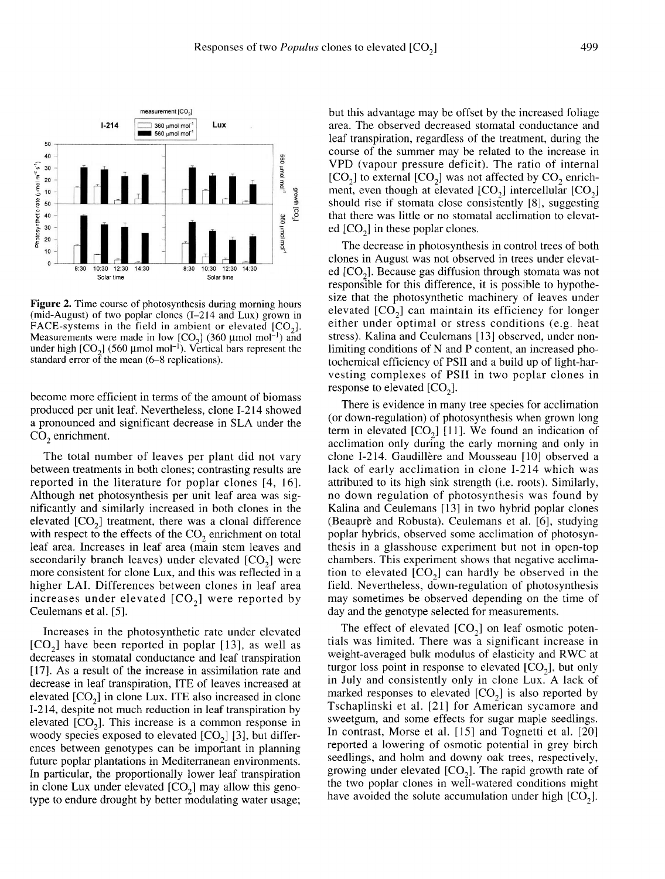**Figure 2.** Time course of photosynthesis during morning hours (mid-August) of two poplar clones (I-214 and Lux) grown in FACE-systems in the field in ambient or elevated [$CO_2$]. Measurements were made in low [$CO_2$] (360 µmol mol$^{-1}$) and under high [$CO_2$] (560 µmol mol$^{-1}$). Vertical bars represent the standard error of the mean (6–8 replications).

become more efficient in terms of the amount of biomass produced per unit leaf. Nevertheless, clone I-214 showed a pronounced and significant decrease in SLA under the $CO_2$ enrichment.

The total number of leaves per plant did not vary between treatments in both clones; contrasting results are reported in the literature for poplar clones [4, 16]. Although net photosynthesis per unit leaf area was significantly and similarly increased in both clones in the elevated [$CO_2$] treatment, there was a clonal difference with respect to the effects of the $CO_2$ enrichment on total leaf area. Increases in leaf area (main stem leaves and secondarily branch leaves) under elevated [$CO_2$] were more consistent for clone Lux, and this was reflected in a higher LAI. Differences between clones in leaf area increases under elevated [$CO_2$] were reported by Ceulemans et al. [5].

Increases in the photosynthetic rate under elevated [$CO_2$] have been reported in poplar [13], as well as decreases in stomatal conductance and leaf transpiration [17]. As a result of the increase in assimilation rate and decrease in leaf transpiration, ITE of leaves increased at elevated [$CO_2$] in clone Lux. ITE also increased in clone I-214, despite not much reduction in leaf transpiration by elevated [$CO_2$]. This increase is a common response in woody species exposed to elevated [$CO_2$] [3], but differences between genotypes can be important in planning future poplar plantations in Mediterranean environments. In particular, the proportionally lower leaf transpiration in clone Lux under elevated [$CO_2$] may allow this genotype to endure drought by better modulating water usage; but this advantage may be offset by the increased foliage area. The observed decreased stomatal conductance and leaf transpiration, regardless of the treatment, during the course of the summer may be related to the increase in VPD (vapour pressure deficit). The ratio of internal [$CO_2$] to external [$CO_2$] was not affected by $CO_2$ enrichment, even though at elevated [$CO_2$] intercellular [$CO_2$] should rise if stomata close consistently [8], suggesting that there was little or no stomatal acclimation to elevated [$CO_2$] in these poplar clones.

The decrease in photosynthesis in control trees of both clones in August was not observed in trees under elevated [$CO_2$]. Because gas diffusion through stomata was not responsible for this difference, it is possible to hypothesize that the photosynthetic machinery of leaves under elevated [$CO_2$] can maintain its efficiency for longer either under optimal or stress conditions (e.g. heat stress). Kalina and Ceulemans [13] observed, under non-limiting conditions of N and P content, an increased photochemical efficiency of PSII and a build up of light-harvesting complexes of PSII in two poplar clones in response to elevated [$CO_2$].

There is evidence in many tree species for acclimation (or down-regulation) of photosynthesis when grown long term in elevated [$CO_2$] [11]. We found an indication of acclimation only during the early morning and only in clone I-214. Gaudillère and Mousseau [10] observed a lack of early acclimation in clone I-214 which was attributed to its high sink strength (i.e. roots). Similarly, no down regulation of photosynthesis was found by Kalina and Ceulemans [13] in two hybrid poplar clones (Beauprè and Robusta). Ceulemans et al. [6], studying poplar hybrids, observed some acclimation of photosynthesis in a glasshouse experiment but not in open-top chambers. This experiment shows that negative acclimation to elevated [$CO_2$] can hardly be observed in the field. Nevertheless, down-regulation of photosynthesis may sometimes be observed depending on the time of day and the genotype selected for measurements.

The effect of elevated [$CO_2$] on leaf osmotic potentials was limited. There was a significant increase in weight-averaged bulk modulus of elasticity and RWC at turgor loss point in response to elevated [$CO_2$], but only in July and consistently only in clone Lux. A lack of marked responses to elevated [$CO_2$] is also reported by Tschaplinski et al. [21] for American sycamore and sweetgum, and some effects for sugar maple seedlings. In contrast, Morse et al. [15] and Tognetti et al. [20] reported a lowering of osmotic potential in grey birch seedlings, and holm and downy oak trees, respectively, growing under elevated [$CO_2$]. The rapid growth rate of the two poplar clones in well-watered conditions might have avoided the solute accumulation under high [$CO_2$].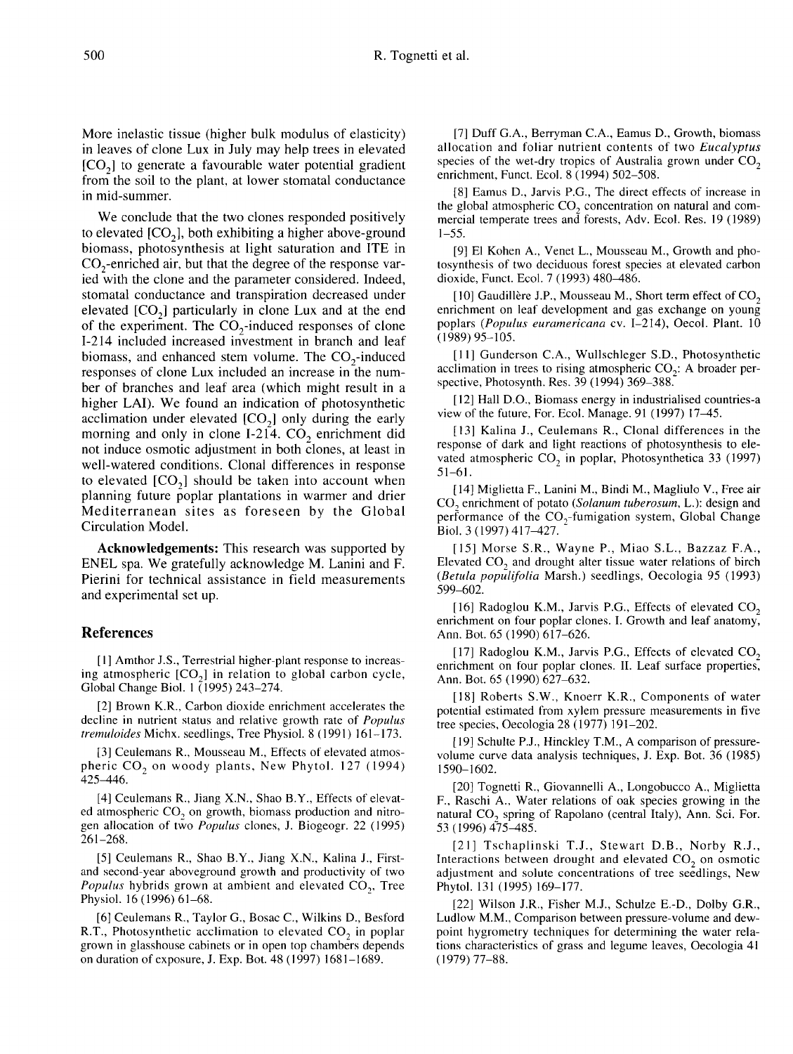More inelastic tissue (higher bulk modulus of elasticity) in leaves of clone Lux in July may help trees in elevated [$CO_2$] to generate a favourable water potential gradient from the soil to the plant, at lower stomatal conductance in mid-summer.

We conclude that the two clones responded positively to elevated [$CO_2$], both exhibiting a higher above-ground biomass, photosynthesis at light saturation and ITE in $CO_2$-enriched air, but that the degree of the response varied with the clone and the parameter considered. Indeed, stomatal conductance and transpiration decreased under elevated [$CO_2$] particularly in clone Lux and at the end of the experiment. The $CO_2$-induced responses of clone I-214 included increased investment in branch and leaf biomass, and enhanced stem volume. The $CO_2$-induced responses of clone Lux included an increase in the number of branches and leaf area (which might result in a higher LAI). We found an indication of photosynthetic acclimation under elevated [$CO_2$] only during the early morning and only in clone I-214. $CO_2$ enrichment did not induce osmotic adjustment in both clones, at least in well-watered conditions. Clonal differences in response to elevated [$CO_2$] should be taken into account when planning future poplar plantations in warmer and drier Mediterranean sites as foreseen by the Global Circulation Model.

**Acknowledgements:** This research was supported by ENEL spa. We gratefully acknowledge M. Lanini and F. Pierini for technical assistance in field measurements and experimental set up.

## References

[1] Amthor J.S., Terrestrial higher-plant response to increasing atmospheric [$CO_2$] in relation to global carbon cycle, Global Change Biol. 1 (1995) 243–274.

[2] Brown K.R., Carbon dioxide enrichment accelerates the decline in nutrient status and relative growth rate of *Populus tremuloides* Michx. seedlings, Tree Physiol. 8 (1991) 161–173.

[3] Ceulemans R., Mousseau M., Effects of elevated atmospheric $CO_2$ on woody plants, New Phytol. 127 (1994) 425–446.

[4] Ceulemans R., Jiang X.N., Shao B.Y., Effects of elevated atmospheric $CO_2$ on growth, biomass production and nitrogen allocation of two *Populus* clones, J. Biogeogr. 22 (1995) 261–268.

[5] Ceulemans R., Shao B.Y., Jiang X.N., Kalina J., First- and second-year aboveground growth and productivity of two *Populus* hybrids grown at ambient and elevated $CO_2$, Tree Physiol. 16 (1996) 61–68.

[6] Ceulemans R., Taylor G., Bosac C., Wilkins D., Besford R.T., Photosynthetic acclimation to elevated $CO_2$ in poplar grown in glasshouse cabinets or in open top chambers depends on duration of exposure, J. Exp. Bot. 48 (1997) 1681–1689.

[7] Duff G.A., Berryman C.A., Eamus D., Growth, biomass allocation and foliar nutrient contents of two *Eucalyptus* species of the wet-dry tropics of Australia grown under $CO_2$ enrichment, Funct. Ecol. 8 (1994) 502–508.

[8] Eamus D., Jarvis P.G., The direct effects of increase in the global atmospheric $CO_2$ concentration on natural and commercial temperate trees and forests, Adv. Ecol. Res. 19 (1989) 1–55.

[9] El Kohen A., Venet L., Mousseau M., Growth and photosynthesis of two deciduous forest species at elevated carbon dioxide, Funct. Ecol. 7 (1993) 480–486.

[10] Gaudillère J.P., Mousseau M., Short term effect of $CO_2$ enrichment on leaf development and gas exchange on young poplars (*Populus euramericana* cv. I-214), Oecol. Plant. 10 (1989) 95–105.

[11] Gunderson C.A., Wullschleger S.D., Photosynthetic acclimation in trees to rising atmospheric $CO_2$: A broader perspective, Photosynth. Res. 39 (1994) 369–388.

[12] Hall D.O., Biomass energy in industrialised countries-a view of the future, For. Ecol. Manage. 91 (1997) 17–45.

[13] Kalina J., Ceulemans R., Clonal differences in the response of dark and light reactions of photosynthesis to elevated atmospheric $CO_2$ in poplar, Photosynthetica 33 (1997) 51–61.

[14] Miglietta F., Lanini M., Bindi M., Magliulo V., Free air $CO_2$ enrichment of potato (*Solanum tuberosum*, L.): design and performance of the $CO_2$-fumigation system, Global Change Biol. 3 (1997) 417–427.

[15] Morse S.R., Wayne P., Miao S.L., Bazzaz F.A., Elevated $CO_2$ and drought alter tissue water relations of birch (*Betula populifolia* Marsh.) seedlings, Oecologia 95 (1993) 599–602.

[16] Radoglou K.M., Jarvis P.G., Effects of elevated $CO_2$ enrichment on four poplar clones. I. Growth and leaf anatomy, Ann. Bot. 65 (1990) 617–626.

[17] Radoglou K.M., Jarvis P.G., Effects of elevated $CO_2$ enrichment on four poplar clones. II. Leaf surface properties, Ann. Bot. 65 (1990) 627–632.

[18] Roberts S.W., Knoerr K.R., Components of water potential estimated from xylem pressure measurements in five tree species, Oecologia 28 (1977) 191–202.

[19] Schulte P.J., Hinckley T.M., A comparison of pressure-volume curve data analysis techniques, J. Exp. Bot. 36 (1985) 1590–1602.

[20] Tognetti R., Giovannelli A., Longobucco A., Miglietta F., Raschi A., Water relations of oak species growing in the natural $CO_2$ spring of Rapolano (central Italy), Ann. Sci. For. 53 (1996) 475–485.

[21] Tschaplinski T.J., Stewart D.B., Norby R.J., Interactions between drought and elevated $CO_2$ on osmotic adjustment and solute concentrations of tree seedlings, New Phytol. 131 (1995) 169–177.

[22] Wilson J.R., Fisher M.J., Schulze E.-D., Dolby G.R., Ludlow M.M., Comparison between pressure-volume and dewpoint hygrometry techniques for determining the water relations characteristics of grass and legume leaves, Oecologia 41 (1979) 77–88.